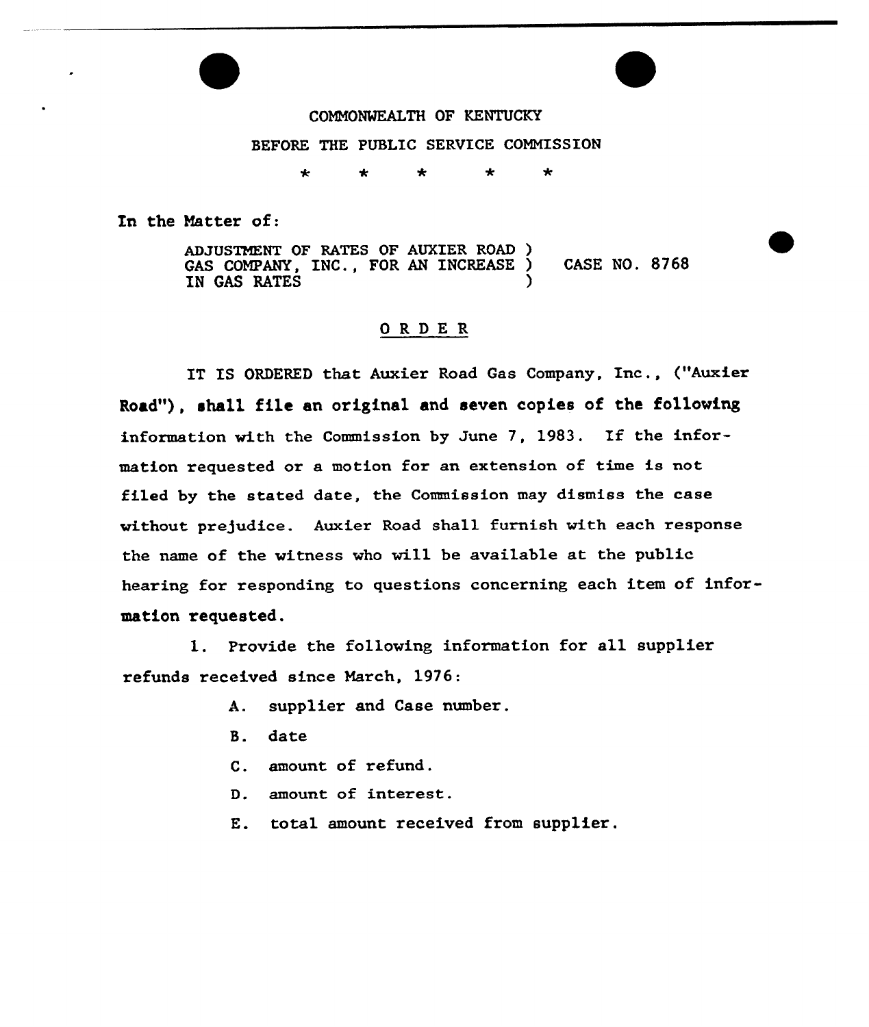COMMONWEALTH OF KENTUCKY

BEFORE THE PUBLIC SERVICE COMMISSION

\* \* \* \* \*

In the Matter of:

ADJUSTMENT OF RATES OF AUXIER ROAD GAS COMPANY, INC., FOR AN INCREASE IN GAS RATES ) CASE NO. 8768

## ORDER

IT IS ORDERED that Auxier Road Gas Company, Inc., ("Auxier Road"), shall file an original and seven copies of the following information with the Commission by June 7, 1983. If the information requested or a motion for an extension of time is not filed by the stated date, the Commission may dismiss the case without prejudice. Auxier Road shall furnish with each response the name of the witness who will be available at the public hearing for responding to questions concerning each item of information requested.

1. Provide the following information for all supplier refunds received since March, 1976:

   A. supplier and Case number.

   B. date

   C. amount of refund.

   D. amount of interest.

   E. total amount received from supplier.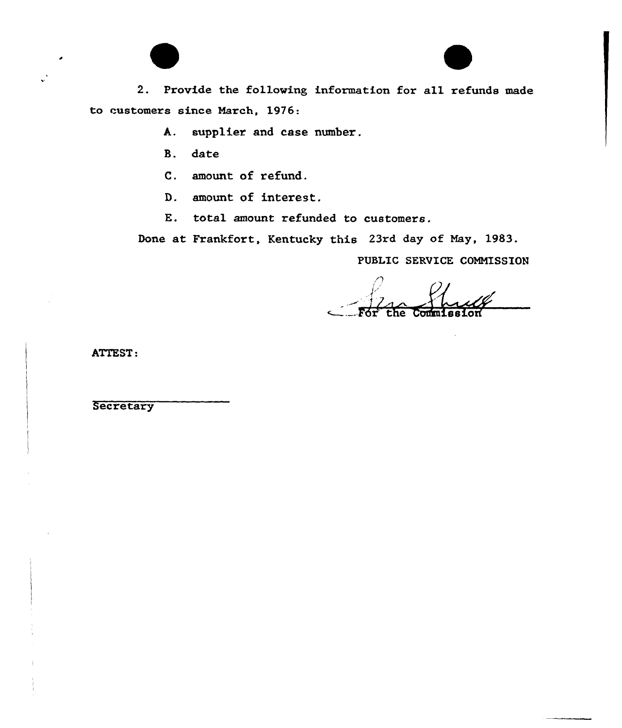2. Provide the following information for all refunds made to customers since March, 1976:

A. supplier and case number.

B. date

C. amount of refund.

D. amount of interest.

E. total amount refunded to customers.

Done at Frankfort, Kentucky this 23rd day of May, 1983.

PUBLIC SERVICE COMMISSION

For the Commission

ATTEST:

Secretary